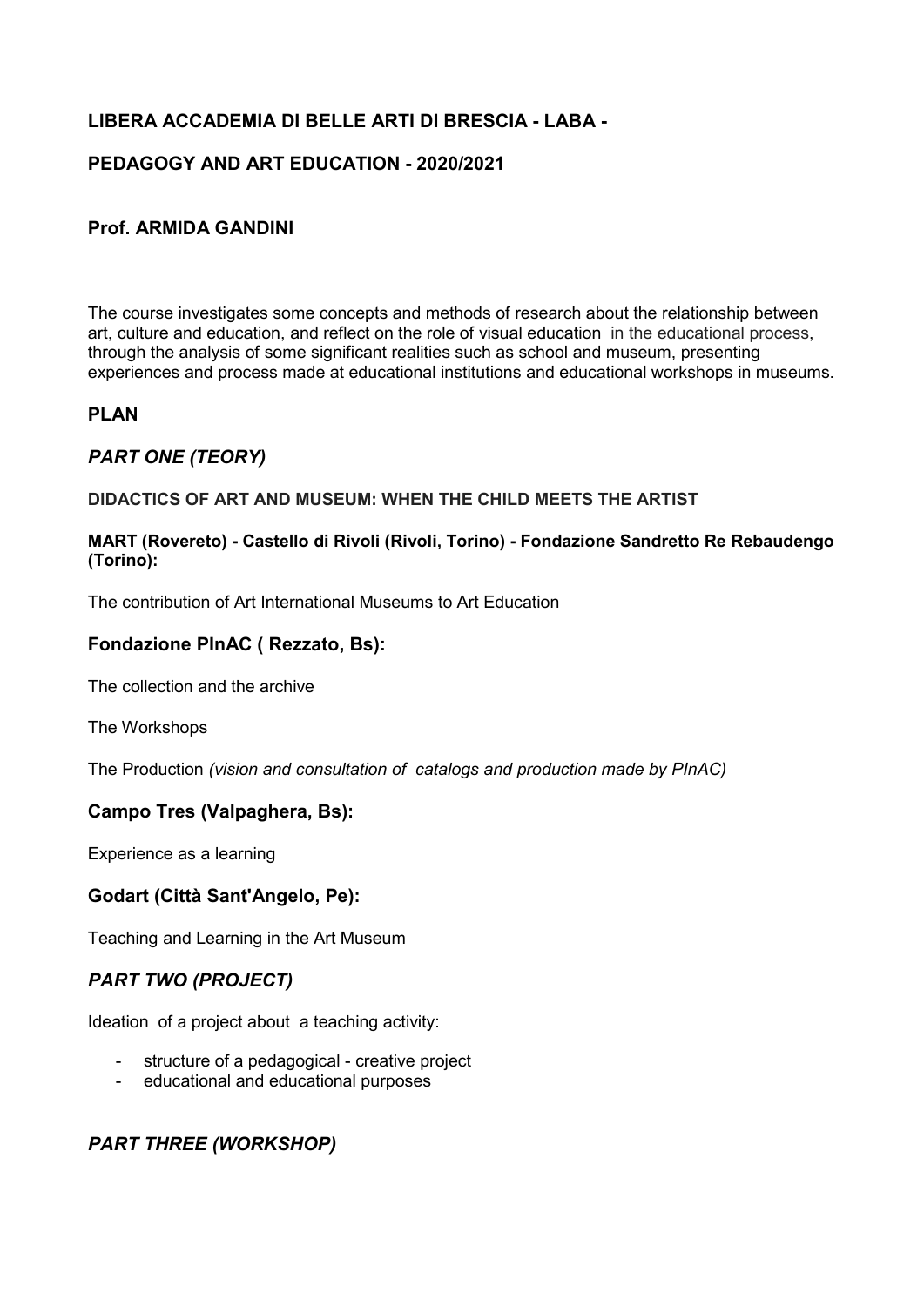## LIBERA ACCADEMIA DI BELLE ARTI DI BRESCIA - LABA -

## PEDAGOGY AND ART EDUCATION - 2020/2021

### Prof. ARMIDA GANDINI

The course investigates some concepts and methods of research about the relationship between art, culture and education, and reflect on the role of visual education in the educational process, through the analysis of some significant realities such as school and museum, presenting experiences and process made at educational institutions and educational workshops in museums.

## PLAN

### *PART ONE (TEORY)*

**DIDACTICS OF ART AND MUSEUM: WHEN THE CHILD MEETS THE ARTIST**

**MART (Rovereto) - Castello di Rivoli (Rivoli, Torino) - Fondazione Sandretto Re Rebaudengo (Torino):**

The contribution of Art International Museums to Art Education

### Fondazione PInAC ( Rezzato, Bs):

The collection and the archive

The Workshops

The Production *(vision and consultation of catalogs and production made by PInAC)*

### Campo Tres (Valpaghera, Bs):

Experience as a learning

### Godart (Città Sant'Angelo, Pe):

Teaching and Learning in the Art Museum

### *PART TWO (PROJECT)*

Ideation of a project about a teaching activity:

- structure of a pedagogical - creative project
- educational and educational purposes

### *PART THREE (WORKSHOP)*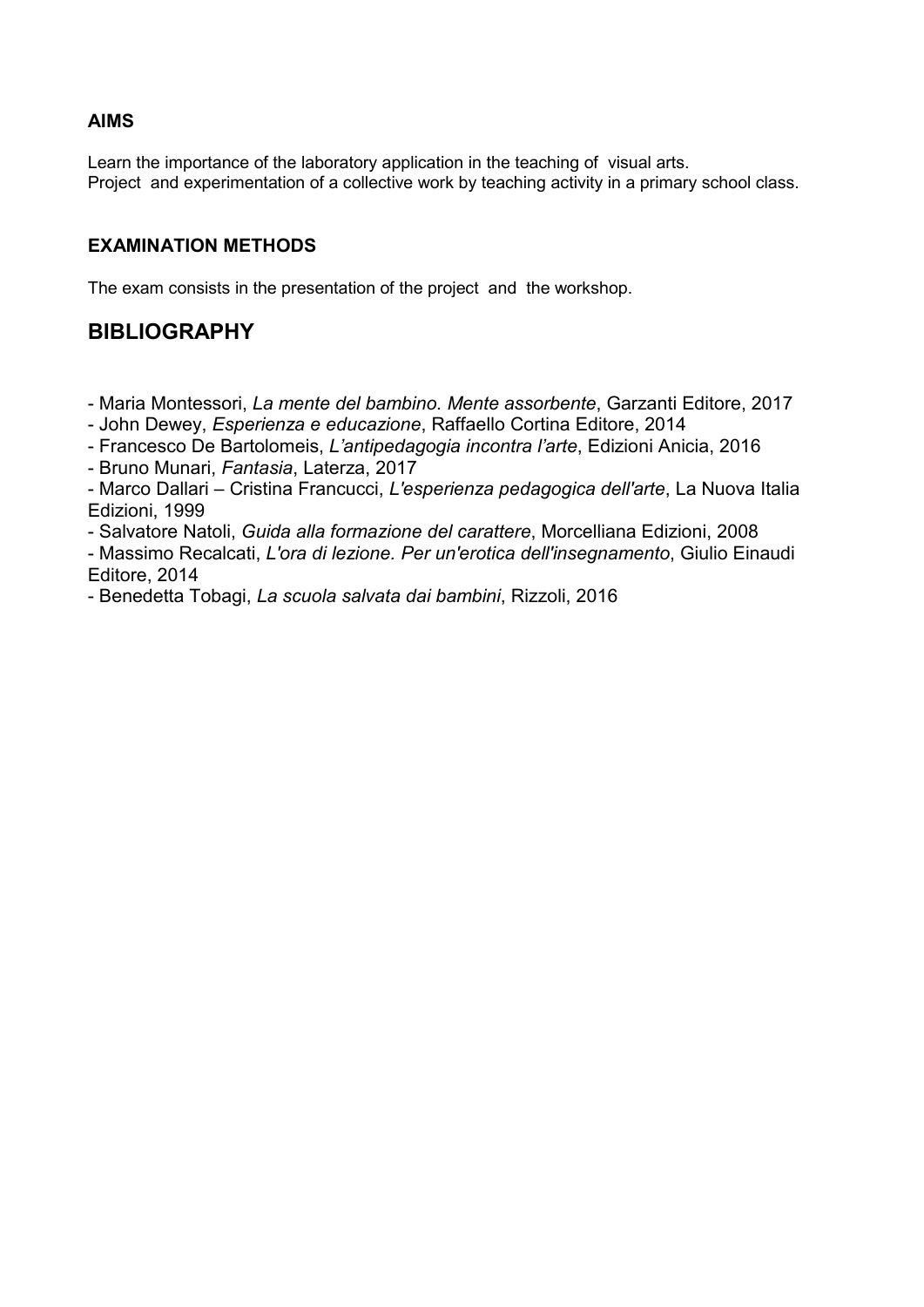### AIMS

Learn the importance of the laboratory application in the teaching of visual arts.
Project and experimentation of a collective work by teaching activity in a primary school class.

### EXAMINATION METHODS

The exam consists in the presentation of the project and the workshop.

## BIBLIOGRAPHY

- Maria Montessori, *La mente del bambino. Mente assorbente*, Garzanti Editore, 2017
- John Dewey, *Esperienza e educazione*, Raffaello Cortina Editore, 2014
- Francesco De Bartolomeis, *L'antipedagogia incontra l'arte*, Edizioni Anicia, 2016
- Bruno Munari, *Fantasia*, Laterza, 2017
- Marco Dallari – Cristina Francucci, *L'esperienza pedagogica dell'arte*, La Nuova Italia Edizioni, 1999
- Salvatore Natoli, *Guida alla formazione del carattere*, Morcelliana Edizioni, 2008
- Massimo Recalcati, *L'ora di lezione. Per un'erotica dell'insegnamento*, Giulio Einaudi Editore, 2014
- Benedetta Tobagi, *La scuola salvata dai bambini*, Rizzoli, 2016